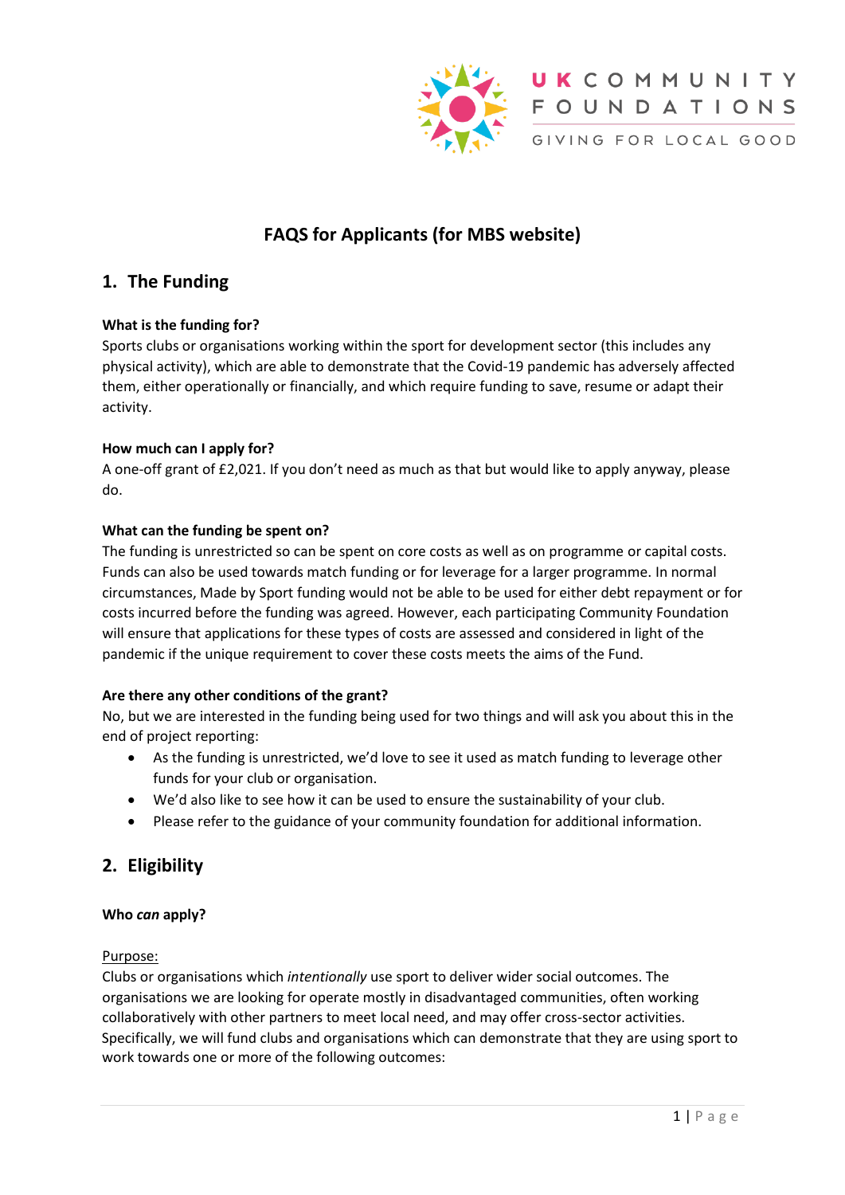# FAQS for Applicants (for MBS website)

## 1. The Funding

**What is the funding for?**

Sports clubs or organisations working within the sport for development sector (this includes any physical activity), which are able to demonstrate that the Covid-19 pandemic has adversely affected them, either operationally or financially, and which require funding to save, resume or adapt their activity.

**How much can I apply for?**

A one-off grant of £2,021. If you don't need as much as that but would like to apply anyway, please do.

**What can the funding be spent on?**

The funding is unrestricted so can be spent on core costs as well as on programme or capital costs. Funds can also be used towards match funding or for leverage for a larger programme. In normal circumstances, Made by Sport funding would not be able to be used for either debt repayment or for costs incurred before the funding was agreed. However, each participating Community Foundation will ensure that applications for these types of costs are assessed and considered in light of the pandemic if the unique requirement to cover these costs meets the aims of the Fund.

**Are there any other conditions of the grant?**

No, but we are interested in the funding being used for two things and will ask you about this in the end of project reporting:

- As the funding is unrestricted, we'd love to see it used as match funding to leverage other funds for your club or organisation.
- We'd also like to see how it can be used to ensure the sustainability of your club.
- Please refer to the guidance of your community foundation for additional information.

## 2. Eligibility

**Who *can* apply?**

Purpose:

Clubs or organisations which *intentionally* use sport to deliver wider social outcomes. The organisations we are looking for operate mostly in disadvantaged communities, often working collaboratively with other partners to meet local need, and may offer cross-sector activities. Specifically, we will fund clubs and organisations which can demonstrate that they are using sport to work towards one or more of the following outcomes: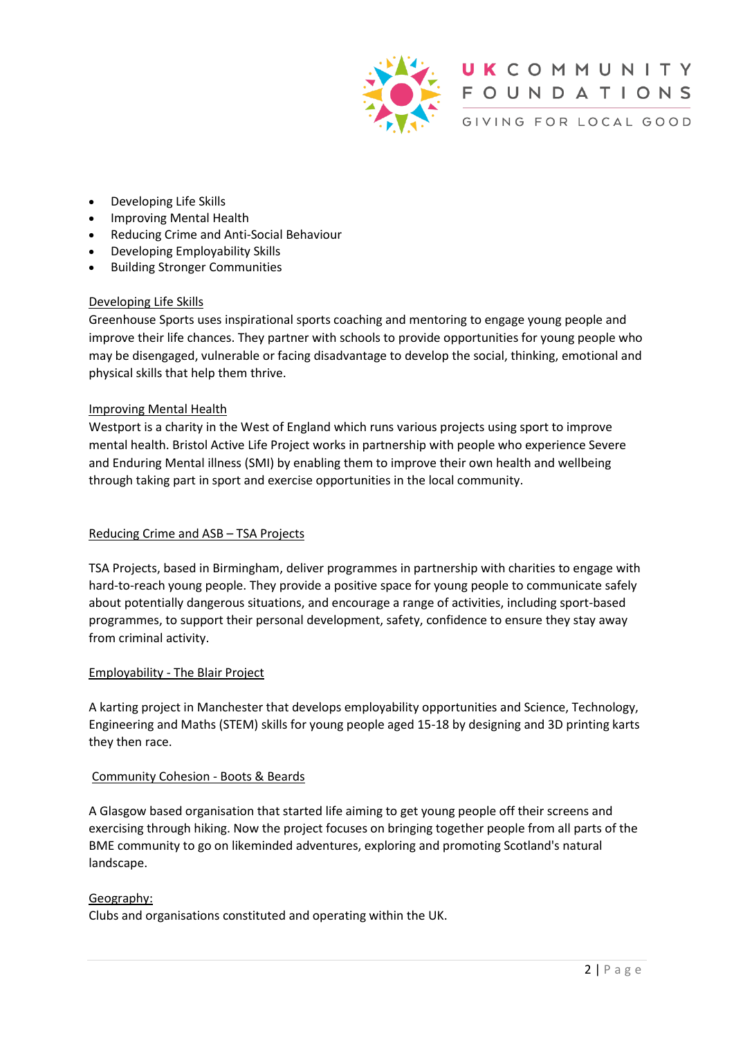- Developing Life Skills
- Improving Mental Health
- Reducing Crime and Anti-Social Behaviour
- Developing Employability Skills
- Building Stronger Communities

Developing Life Skills

Greenhouse Sports uses inspirational sports coaching and mentoring to engage young people and improve their life chances. They partner with schools to provide opportunities for young people who may be disengaged, vulnerable or facing disadvantage to develop the social, thinking, emotional and physical skills that help them thrive.

Improving Mental Health

Westport is a charity in the West of England which runs various projects using sport to improve mental health. Bristol Active Life Project works in partnership with people who experience Severe and Enduring Mental illness (SMI) by enabling them to improve their own health and wellbeing through taking part in sport and exercise opportunities in the local community.

Reducing Crime and ASB – TSA Projects

TSA Projects, based in Birmingham, deliver programmes in partnership with charities to engage with hard-to-reach young people. They provide a positive space for young people to communicate safely about potentially dangerous situations, and encourage a range of activities, including sport-based programmes, to support their personal development, safety, confidence to ensure they stay away from criminal activity.

Employability - The Blair Project

A karting project in Manchester that develops employability opportunities and Science, Technology, Engineering and Maths (STEM) skills for young people aged 15-18 by designing and 3D printing karts they then race.

Community Cohesion - Boots & Beards

A Glasgow based organisation that started life aiming to get young people off their screens and exercising through hiking. Now the project focuses on bringing together people from all parts of the BME community to go on likeminded adventures, exploring and promoting Scotland's natural landscape.

Geography:

Clubs and organisations constituted and operating within the UK.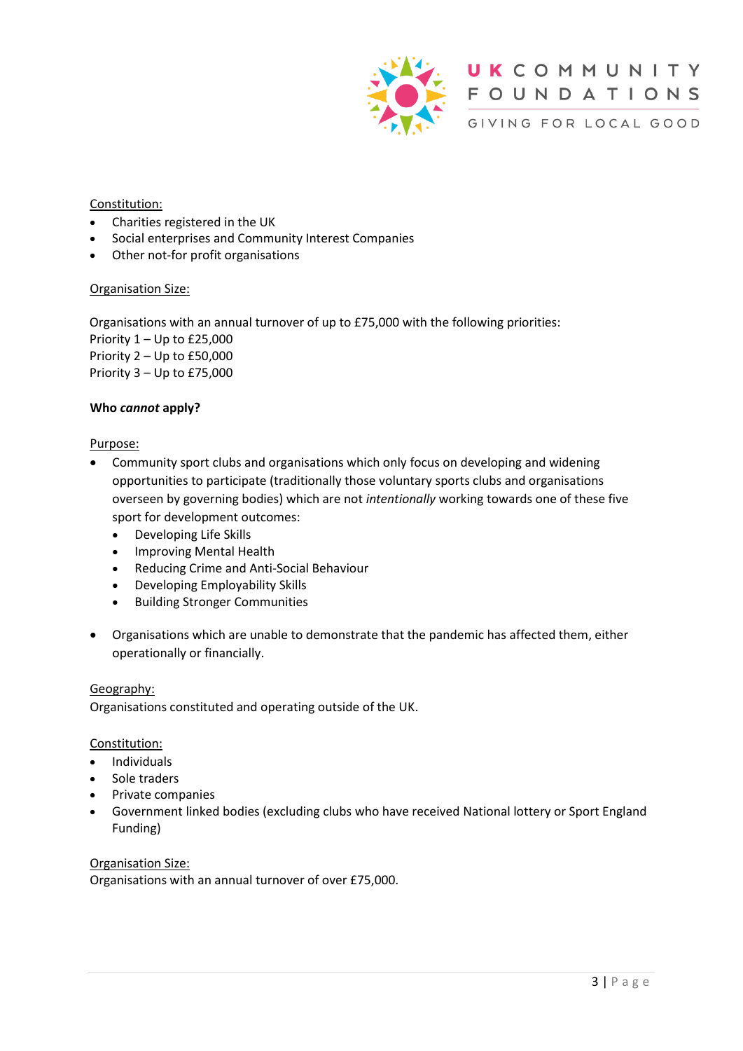Constitution:

- Charities registered in the UK
- Social enterprises and Community Interest Companies
- Other not-for profit organisations

Organisation Size:

Organisations with an annual turnover of up to £75,000 with the following priorities:
Priority 1 – Up to £25,000
Priority 2 – Up to £50,000
Priority 3 – Up to £75,000

**Who *cannot* apply?**

Purpose:

- Community sport clubs and organisations which only focus on developing and widening opportunities to participate (traditionally those voluntary sports clubs and organisations overseen by governing bodies) which are not *intentionally* working towards one of these five sport for development outcomes:
  - Developing Life Skills
  - Improving Mental Health
  - Reducing Crime and Anti-Social Behaviour
  - Developing Employability Skills
  - Building Stronger Communities

- Organisations which are unable to demonstrate that the pandemic has affected them, either operationally or financially.

Geography:
Organisations constituted and operating outside of the UK.

Constitution:

- Individuals
- Sole traders
- Private companies
- Government linked bodies (excluding clubs who have received National lottery or Sport England Funding)

Organisation Size:
Organisations with an annual turnover of over £75,000.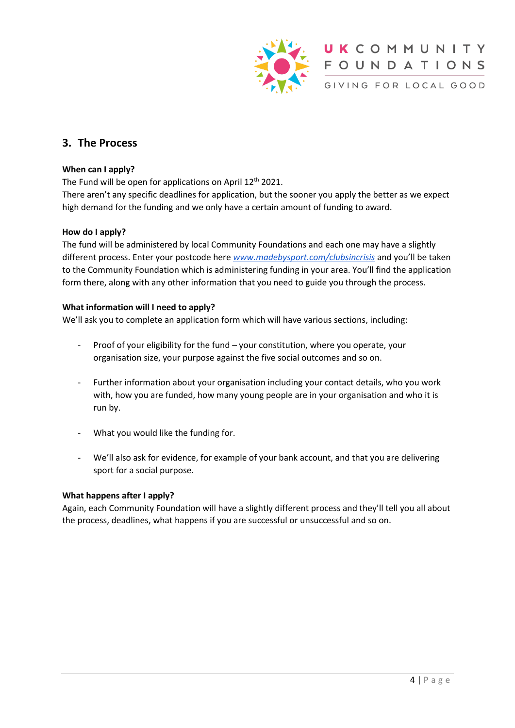## 3. The Process

**When can I apply?**

The Fund will be open for applications on April 12th 2021.

There aren't any specific deadlines for application, but the sooner you apply the better as we expect high demand for the funding and we only have a certain amount of funding to award.

**How do I apply?**

The fund will be administered by local Community Foundations and each one may have a slightly different process. Enter your postcode here *www.madebysport.com/clubsincrisis* and you'll be taken to the Community Foundation which is administering funding in your area. You'll find the application form there, along with any other information that you need to guide you through the process.

**What information will I need to apply?**

We'll ask you to complete an application form which will have various sections, including:

- Proof of your eligibility for the fund – your constitution, where you operate, your organisation size, your purpose against the five social outcomes and so on.
- Further information about your organisation including your contact details, who you work with, how you are funded, how many young people are in your organisation and who it is run by.
- What you would like the funding for.
- We'll also ask for evidence, for example of your bank account, and that you are delivering sport for a social purpose.

**What happens after I apply?**

Again, each Community Foundation will have a slightly different process and they'll tell you all about the process, deadlines, what happens if you are successful or unsuccessful and so on.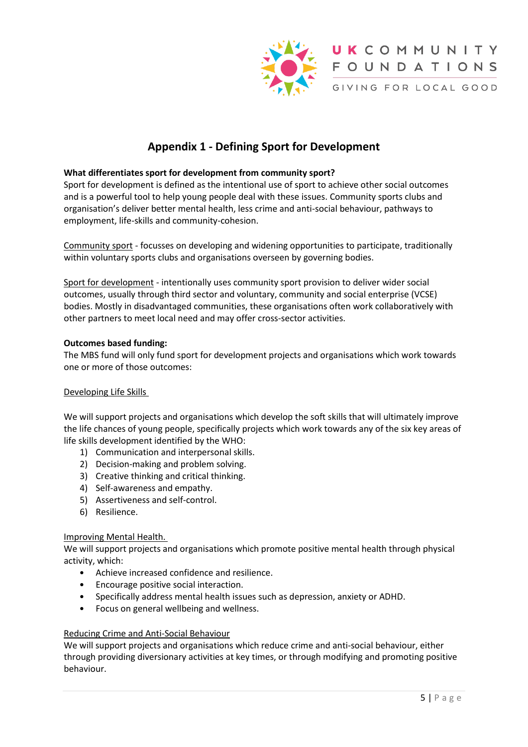## Appendix 1 - Defining Sport for Development

**What differentiates sport for development from community sport?**
Sport for development is defined as the intentional use of sport to achieve other social outcomes and is a powerful tool to help young people deal with these issues. Community sports clubs and organisation's deliver better mental health, less crime and anti-social behaviour, pathways to employment, life-skills and community-cohesion.

Community sport - focusses on developing and widening opportunities to participate, traditionally within voluntary sports clubs and organisations overseen by governing bodies.

Sport for development - intentionally uses community sport provision to deliver wider social outcomes, usually through third sector and voluntary, community and social enterprise (VCSE) bodies. Mostly in disadvantaged communities, these organisations often work collaboratively with other partners to meet local need and may offer cross-sector activities.

**Outcomes based funding:**
The MBS fund will only fund sport for development projects and organisations which work towards one or more of those outcomes:

Developing Life Skills

We will support projects and organisations which develop the soft skills that will ultimately improve the life chances of young people, specifically projects which work towards any of the six key areas of life skills development identified by the WHO:

1) Communication and interpersonal skills.
2) Decision-making and problem solving.
3) Creative thinking and critical thinking.
4) Self-awareness and empathy.
5) Assertiveness and self-control.
6) Resilience.

Improving Mental Health.
We will support projects and organisations which promote positive mental health through physical activity, which:

- Achieve increased confidence and resilience.
- Encourage positive social interaction.
- Specifically address mental health issues such as depression, anxiety or ADHD.
- Focus on general wellbeing and wellness.

Reducing Crime and Anti-Social Behaviour
We will support projects and organisations which reduce crime and anti-social behaviour, either through providing diversionary activities at key times, or through modifying and promoting positive behaviour.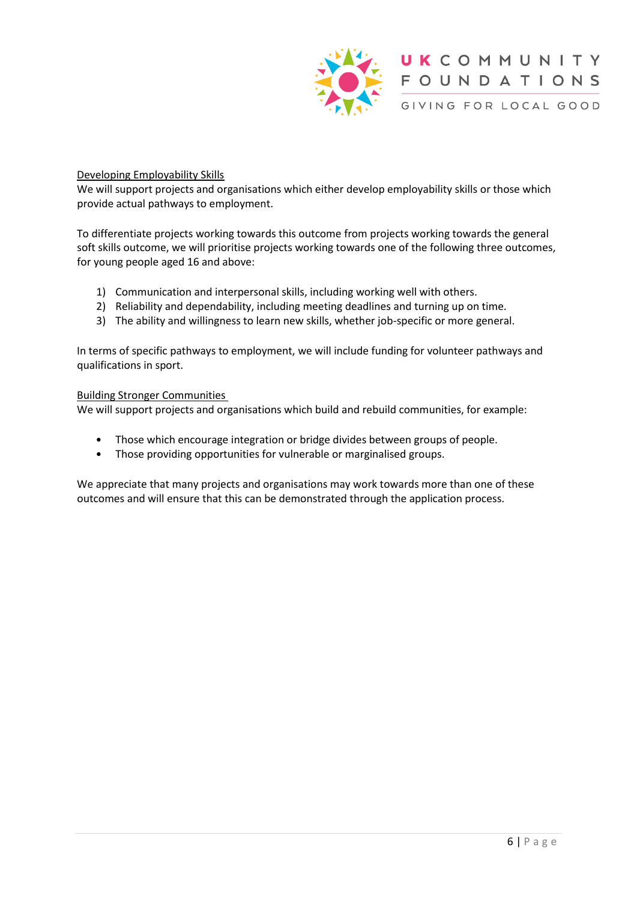Developing Employability Skills

We will support projects and organisations which either develop employability skills or those which provide actual pathways to employment.

To differentiate projects working towards this outcome from projects working towards the general soft skills outcome, we will prioritise projects working towards one of the following three outcomes, for young people aged 16 and above:

1) Communication and interpersonal skills, including working well with others.
2) Reliability and dependability, including meeting deadlines and turning up on time.
3) The ability and willingness to learn new skills, whether job-specific or more general.

In terms of specific pathways to employment, we will include funding for volunteer pathways and qualifications in sport.

Building Stronger Communities

We will support projects and organisations which build and rebuild communities, for example:

- Those which encourage integration or bridge divides between groups of people.
- Those providing opportunities for vulnerable or marginalised groups.

We appreciate that many projects and organisations may work towards more than one of these outcomes and will ensure that this can be demonstrated through the application process.